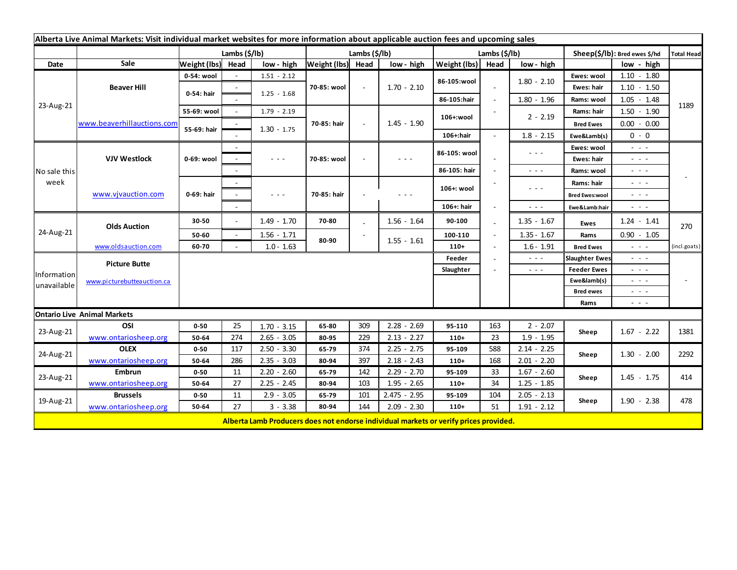| Alberta Live Animal Markets: Visit individual market websites for more information about applicable auction fees and upcoming sales | | | | | | | | | | | | | |
|---|---|---|---|---|---|---|---|---|---|---|---|---|---|
| | | Lambs ($/lb) | | | Lambs ($/lb) | | | Lambs ($/lb) | | | Sheep($/lb): Bred ewes $/hd | | Total Head |
| Date | Sale | Weight (lbs) | Head | low - high | Weight (lbs) | Head | low - high | Weight (lbs) | Head | low - high | | low - high | |
| 23-Aug-21 | Beaver Hill | 0-54: wool | - | 1.51 - 2.12 | 70-85: wool | - | 1.70 - 2.10 | 86-105:wool | - | 1.80 - 2.10 | Ewes: wool | 1.10 - 1.80 | 1189 |
| | | 0-54: hair | - | 1.25 - 1.68 | | | | | | | Ewes: hair | 1.10 - 1.50 | |
| | | | - | | | | | 86-105:hair | - | 1.80 - 1.96 | Rams: wool | 1.05 - 1.48 | |
| | | 55-69: wool | - | 1.79 - 2.19 | 70-85: hair | - | 1.45 - 1.90 | 106+:wool | - | 2 - 2.19 | Rams: hair | 1.50 - 1.90 | |
| | www.beaverhillauctions.com | 55-69: hair | - | 1.30 - 1.75 | | | | | | | Bred Ewes | 0.00 - 0.00 | |
| | | | - | | | | | 106+:hair | - | 1.8 - 2.15 | Ewe&Lamb(s) | 0 - 0 | |
| No sale this week | VJV Westlock | 0-69: wool | - | - - - | 70-85: wool | - | - - - | 86-105: wool | - | - - - | Ewes: wool | - - - | - |
| | | | - | | | | | | | | Ewes: hair | - - - | |
| | | | - | | | | | 86-105: hair | - | - - - | Rams: wool | - - - | |
| | | 0-69: hair | - | - - - | 70-85: hair | - | - - - | 106+: wool | - | - - - | Rams: hair | - - - | |
| | www.vjvauction.com | | - | | | | | | | | Bred Ewes:wool | - - - | |
| | | | - | | | | | 106+: hair | - | - - - | Ewe&Lamb:hair | - - - | |
| 24-Aug-21 | Olds Auction | 30-50 | - | 1.49 - 1.70 | 70-80 | - | 1.56 - 1.64 | 90-100 | - | 1.35 - 1.67 | Ewes | 1.24 - 1.41 | 270 |
| | | 50-60 | - | 1.56 - 1.71 | 80-90 | - | 1.55 - 1.61 | 100-110 | - | 1.35 - 1.67 | Rams | 0.90 - 1.05 | |
| | www.oldsauction.com | 60-70 | - | 1.0 - 1.63 | | | | 110+ | - | 1.6 - 1.91 | Bred Ewes | - - - | (incl.goats) |
| Information unavailable | Picture Butte | | | | | | | Feeder | - | - - - | Slaughter Ewes | - - - | - |
| | | | | | | | | Slaughter | - | - - - | Feeder Ewes | - - - | |
| | www.picturebutteauction.ca | | | | | | | | | | Ewe&lamb(s) | - - - | |
| | | | | | | | | | | | Bred ewes | - - - | |
| | | | | | | | | | | | Rams | - - - | |
| **Ontario Live Animal Markets** | | | | | | | | | | | | | |
| 23-Aug-21 | OSI | 0-50 | 25 | 1.70 - 3.15 | 65-80 | 309 | 2.28 - 2.69 | 95-110 | 163 | 2 - 2.07 | Sheep | 1.67 - 2.22 | 1381 |
| | www.ontariosheep.org | 50-64 | 274 | 2.65 - 3.05 | 80-95 | 229 | 2.13 - 2.27 | 110+ | 23 | 1.9 - 1.95 | | | |
| 24-Aug-21 | OLEX | 0-50 | 117 | 2.50 - 3.30 | 65-79 | 374 | 2.25 - 2.75 | 95-109 | 588 | 2.14 - 2.25 | Sheep | 1.30 - 2.00 | 2292 |
| | www.ontariosheep.org | 50-64 | 286 | 2.35 - 3.03 | 80-94 | 397 | 2.18 - 2.43 | 110+ | 168 | 2.01 - 2.20 | | | |
| 23-Aug-21 | Embrun | 0-50 | 11 | 2.20 - 2.60 | 65-79 | 142 | 2.29 - 2.70 | 95-109 | 33 | 1.67 - 2.60 | Sheep | 1.45 - 1.75 | 414 |
| | www.ontariosheep.org | 50-64 | 27 | 2.25 - 2.45 | 80-94 | 103 | 1.95 - 2.65 | 110+ | 34 | 1.25 - 1.85 | | | |
| 19-Aug-21 | Brussels | 0-50 | 11 | 2.9 - 3.05 | 65-79 | 101 | 2.475 - 2.95 | 95-109 | 104 | 2.05 - 2.13 | Sheep | 1.90 - 2.38 | 478 |
| | www.ontariosheep.org | 50-64 | 27 | 3 - 3.38 | 80-94 | 144 | 2.09 - 2.30 | 110+ | 51 | 1.91 - 2.12 | | | |

**Alberta Lamb Producers does not endorse individual markets or verify prices provided.**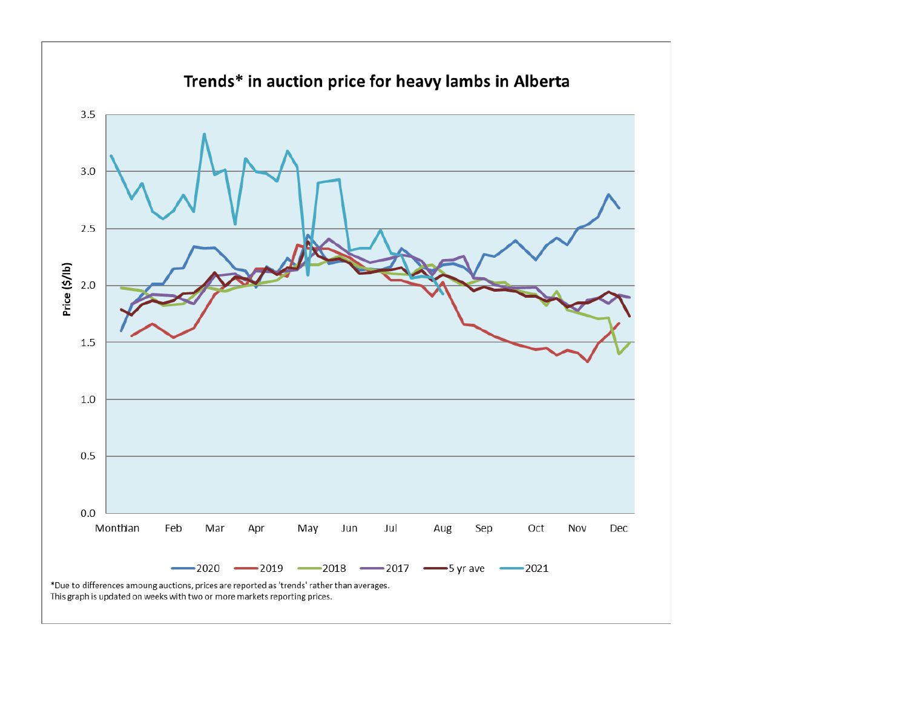## Trends* in auction price for heavy lambs in Alberta

Price ($/lb)

3.5
3.0
2.5
2.0
1.5
1.0
0.5
0.0

Month Jan Feb Mar Apr May Jun Jul Aug Sep Oct Nov Dec

2020 2019 2018 2017 5 yr ave 2021

*Due to differences amoung auctions, prices are reported as 'trends' rather than averages.
This graph is updated on weeks with two or more markets reporting prices.